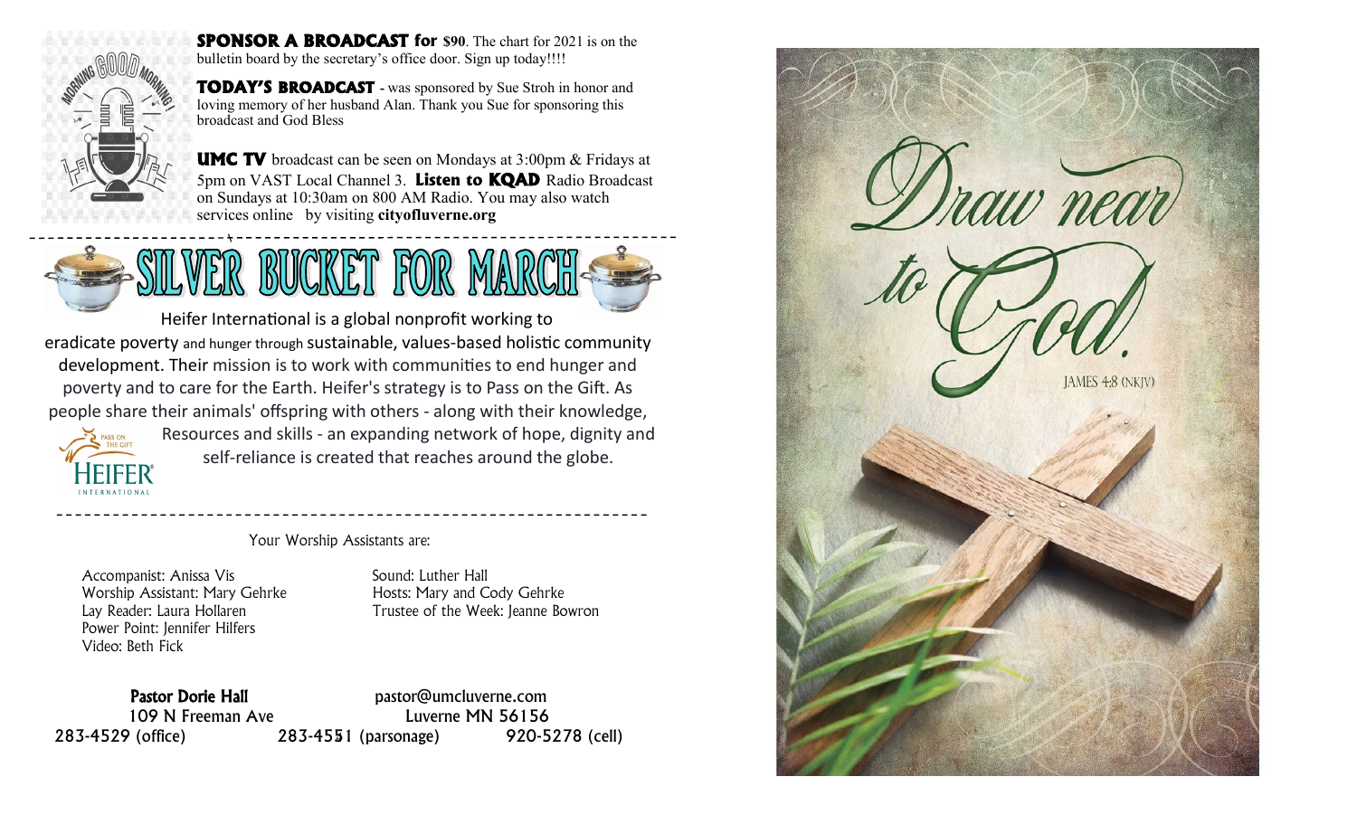**SPONSOR A BROADCAST for $90**. The chart for 2021 is on the bulletin board by the secretary's office door. Sign up today!!!!

**TODAY'S BROADCAST** - was sponsored by Sue Stroh in honor and loving memory of her husband Alan. Thank you Sue for sponsoring this broadcast and God Bless

**UMC TV** broadcast can be seen on Mondays at 3:00pm & Fridays at 5pm on VAST Local Channel 3. **Listen to KQAD** Radio Broadcast on Sundays at 10:30am on 800 AM Radio. You may also watch services online by visiting **cityofluverne.org**

---

# SILVER BUCKET FOR MARCH

Heifer International is a global nonprofit working to eradicate poverty and hunger through sustainable, values-based holistic community development. Their mission is to work with communities to end hunger and poverty and to care for the Earth. Heifer's strategy is to Pass on the Gift. As people share their animals' offspring with others - along with their knowledge, Resources and skills - an expanding network of hope, dignity and self-reliance is created that reaches around the globe.

---

Your Worship Assistants are:

Accompanist: Anissa Vis
Worship Assistant: Mary Gehrke
Lay Reader: Laura Hollaren
Power Point: Jennifer Hilfers
Video: Beth Fick
Sound: Luther Hall
Hosts: Mary and Cody Gehrke
Trustee of the Week: Jeanne Bowron

**Pastor Dorie Hall** pastor@umcluverne.com
109 N Freeman Ave Luverne MN 56156
283-4529 (office) 283-4551 (parsonage) 920-5278 (cell)

Draw near to God.
JAMES 4:8 (NKJV)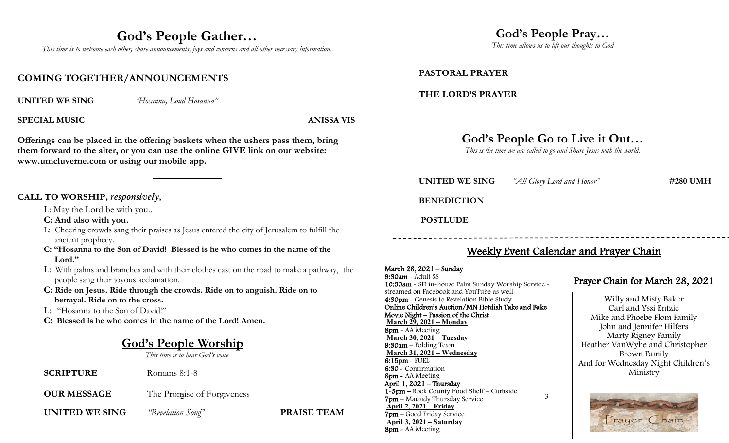## God's People Gather…

*This time is to welcome each other, share announcements, joys and concerns and all other necessary information.*

**COMING TOGETHER/ANNOUNCEMENTS**

**UNITED WE SING** *"Hosanna, Loud Hosanna"*

**SPECIAL MUSIC** **ANISSA VIS**

**Offerings can be placed in the offering baskets when the ushers pass them, bring them forward to the alter, or you can use the online GIVE link on our website: www.umclu­verne.com or using our mobile app.**

**CALL TO WORSHIP,** ***responsively,***

L: May the Lord be with you..

**C: And also with you.**

L: Cheering crowds sang their praises as Jesus entered the city of Jerusalem to fulfill the ancient prophecy.

**C: "Hosanna to the Son of David! Blessed is he who comes in the name of the Lord."**

L: With palms and branches and with their clothes cast on the road to make a pathway, the people sang their joyous acclamation.

**C: Ride on Jesus. Ride on through the crowds. Ride on to anguish. Ride on to betrayal. Ride on to the cross.**

L: "Hosanna to the Son of David!"

**C: Blessed is he who comes in the name of the Lord! Amen.**

## God's People Worship

*This time is to hear God's voice*

**SCRIPTURE** Romans 8:1-8

**OUR MESSAGE** The Promise of Forgiveness

**UNITED WE SING** *"Revelation Song"* **PRAISE TEAM**

## God's People Pray…

*This time allows us to lift our thoughts to God*

**PASTORAL PRAYER**

**THE LORD'S PRAYER**

## God's People Go to Live it Out…

*This is the time we are called to go and Share Jesus with the world.*

**UNITED WE SING** *"All Glory Lord and Honor"* **#280 UMH**

**BENEDICTION**

**POSTLUDE**

## Weekly Event Calendar and Prayer Chain

**March 28, 2021 – Sunday**
**9:30am** - Adult SS
**10:30am** - SD in-house Palm Sunday Worship Service - streamed on Facebook and YouTube as well
**4:30pm** - Genesis to Revelation Bible Study
**Online Children's Auction/MN Hotdish Take and Bake**
**Movie Night – Passion of the Christ**

**March 29, 2021 – Monday**
**8pm** - AA Meeting

**March 30, 2021 – Tuesday**
**9:30am** – Folding Team

**March 31, 2021 – Wednesday**
**6:15pm** - FUEL
**6:30** - Confirmation
**8pm** - AA Meeting

**April 1, 2021 – Thursday**
**1-3pm** – Rock County Food Shelf – Curbside
**7pm** – Maundy Thursday Service

**April 2, 2021 – Friday**
**7pm** – Good Friday Service

**April 3, 2021 – Saturday**
**8pm** - AA Meeting

### Prayer Chain for March 28, 2021

Willy and Misty Baker
Carl and Yssi Entzie
Mike and Phoebe Flom Family
John and Jennifer Hilfers
Marty Rigney Family
Heather VanWyhe and Christopher Brown Family
And for Wednesday Night Children's Ministry